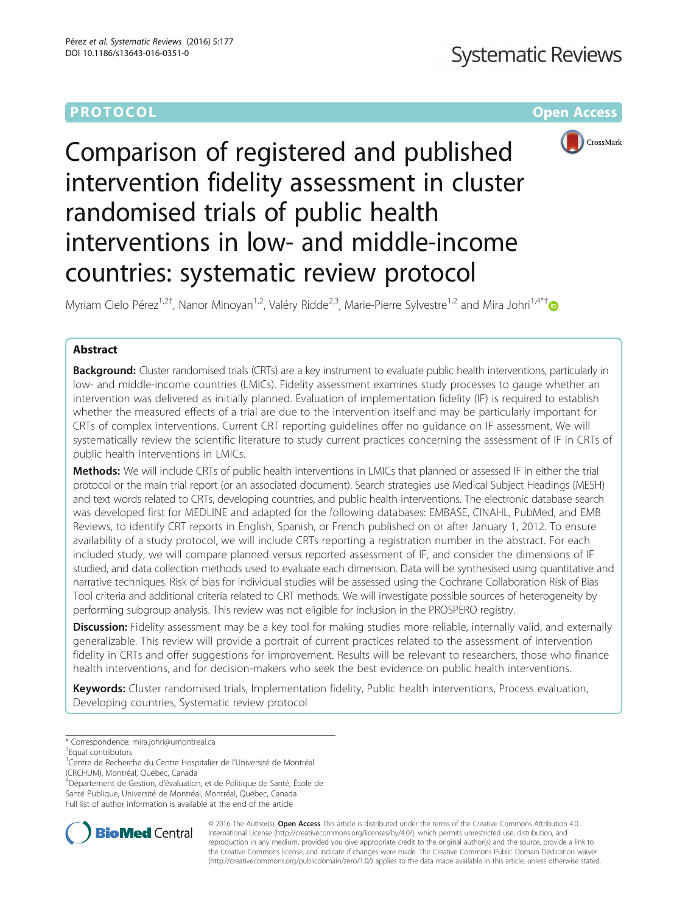PROTOCOL Open Access

# Comparison of registered and published intervention fidelity assessment in cluster randomised trials of public health interventions in low- and middle-income countries: systematic review protocol

Myriam Cielo Pérez[1,2†], Nanor Minoyan[1,2], Valéry Ridde[2,3], Marie-Pierre Sylvestre[1,2] and Mira Johri[1,4*†]

## Abstract

**Background:** Cluster randomised trials (CRTs) are a key instrument to evaluate public health interventions, particularly in low- and middle-income countries (LMICs). Fidelity assessment examines study processes to gauge whether an intervention was delivered as initially planned. Evaluation of implementation fidelity (IF) is required to establish whether the measured effects of a trial are due to the intervention itself and may be particularly important for CRTs of complex interventions. Current CRT reporting guidelines offer no guidance on IF assessment. We will systematically review the scientific literature to study current practices concerning the assessment of IF in CRTs of public health interventions in LMICs.

**Methods:** We will include CRTs of public health interventions in LMICs that planned or assessed IF in either the trial protocol or the main trial report (or an associated document). Search strategies use Medical Subject Headings (MESH) and text words related to CRTs, developing countries, and public health interventions. The electronic database search was developed first for MEDLINE and adapted for the following databases: EMBASE, CINAHL, PubMed, and EMB Reviews, to identify CRT reports in English, Spanish, or French published on or after January 1, 2012. To ensure availability of a study protocol, we will include CRTs reporting a registration number in the abstract. For each included study, we will compare planned versus reported assessment of IF, and consider the dimensions of IF studied, and data collection methods used to evaluate each dimension. Data will be synthesised using quantitative and narrative techniques. Risk of bias for individual studies will be assessed using the Cochrane Collaboration Risk of Bias Tool criteria and additional criteria related to CRT methods. We will investigate possible sources of heterogeneity by performing subgroup analysis. This review was not eligible for inclusion in the PROSPERO registry.

**Discussion:** Fidelity assessment may be a key tool for making studies more reliable, internally valid, and externally generalizable. This review will provide a portrait of current practices related to the assessment of intervention fidelity in CRTs and offer suggestions for improvement. Results will be relevant to researchers, those who finance health interventions, and for decision-makers who seek the best evidence on public health interventions.

**Keywords:** Cluster randomised trials, Implementation fidelity, Public health interventions, Process evaluation, Developing countries, Systematic review protocol

---

\* Correspondence: mira.johri@umontreal.ca

†Equal contributors

[1]Centre de Recherche du Centre Hospitalier de l'Université de Montréal (CRCHUM), Montréal, Québec, Canada

[4]Département de Gestion, d'évaluation, et de Politique de Santé, École de Santé Publique, Université de Montréal, Montréal, Québec, Canada

Full list of author information is available at the end of the article

© 2016 The Author(s). **Open Access** This article is distributed under the terms of the Creative Commons Attribution 4.0 International License (http://creativecommons.org/licenses/by/4.0/), which permits unrestricted use, distribution, and reproduction in any medium, provided you give appropriate credit to the original author(s) and the source, provide a link to the Creative Commons license, and indicate if changes were made. The Creative Commons Public Domain Dedication waiver (http://creativecommons.org/publicdomain/zero/1.0/) applies to the data made available in this article, unless otherwise stated.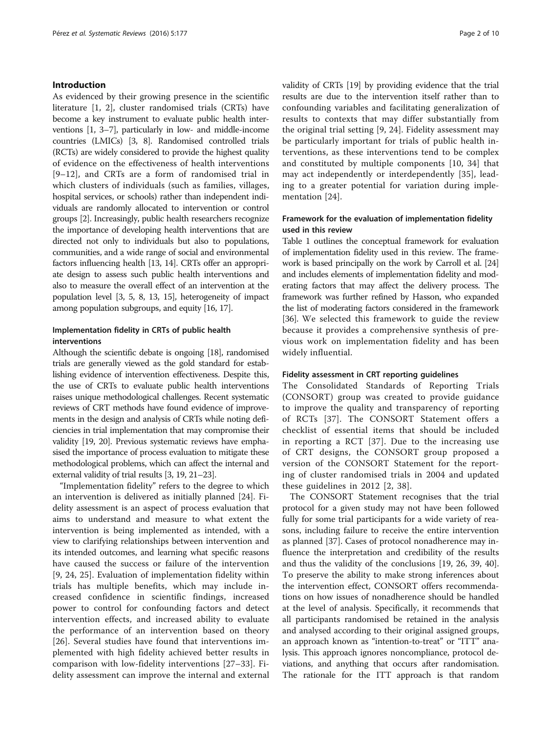## Introduction

As evidenced by their growing presence in the scientific literature [1, 2], cluster randomised trials (CRTs) have become a key instrument to evaluate public health interventions [1, 3–7], particularly in low- and middle-income countries (LMICs) [3, 8]. Randomised controlled trials (RCTs) are widely considered to provide the highest quality of evidence on the effectiveness of health interventions [9–12], and CRTs are a form of randomised trial in which clusters of individuals (such as families, villages, hospital services, or schools) rather than independent individuals are randomly allocated to intervention or control groups [2]. Increasingly, public health researchers recognize the importance of developing health interventions that are directed not only to individuals but also to populations, communities, and a wide range of social and environmental factors influencing health [13, 14]. CRTs offer an appropriate design to assess such public health interventions and also to measure the overall effect of an intervention at the population level [3, 5, 8, 13, 15], heterogeneity of impact among population subgroups, and equity [16, 17].

### Implementation fidelity in CRTs of public health interventions

Although the scientific debate is ongoing [18], randomised trials are generally viewed as the gold standard for establishing evidence of intervention effectiveness. Despite this, the use of CRTs to evaluate public health interventions raises unique methodological challenges. Recent systematic reviews of CRT methods have found evidence of improvements in the design and analysis of CRTs while noting deficiencies in trial implementation that may compromise their validity [19, 20]. Previous systematic reviews have emphasised the importance of process evaluation to mitigate these methodological problems, which can affect the internal and external validity of trial results [3, 19, 21–23].

"Implementation fidelity" refers to the degree to which an intervention is delivered as initially planned [24]. Fidelity assessment is an aspect of process evaluation that aims to understand and measure to what extent the intervention is being implemented as intended, with a view to clarifying relationships between intervention and its intended outcomes, and learning what specific reasons have caused the success or failure of the intervention [9, 24, 25]. Evaluation of implementation fidelity within trials has multiple benefits, which may include increased confidence in scientific findings, increased power to control for confounding factors and detect intervention effects, and increased ability to evaluate the performance of an intervention based on theory [26]. Several studies have found that interventions implemented with high fidelity achieved better results in comparison with low-fidelity interventions [27–33]. Fidelity assessment can improve the internal and external validity of CRTs [19] by providing evidence that the trial results are due to the intervention itself rather than to confounding variables and facilitating generalization of results to contexts that may differ substantially from the original trial setting [9, 24]. Fidelity assessment may be particularly important for trials of public health interventions, as these interventions tend to be complex and constituted by multiple components [10, 34] that may act independently or interdependently [35], leading to a greater potential for variation during implementation [24].

### Framework for the evaluation of implementation fidelity used in this review

Table 1 outlines the conceptual framework for evaluation of implementation fidelity used in this review. The framework is based principally on the work by Carroll et al. [24] and includes elements of implementation fidelity and moderating factors that may affect the delivery process. The framework was further refined by Hasson, who expanded the list of moderating factors considered in the framework [36]. We selected this framework to guide the review because it provides a comprehensive synthesis of previous work on implementation fidelity and has been widely influential.

### Fidelity assessment in CRT reporting guidelines

The Consolidated Standards of Reporting Trials (CONSORT) group was created to provide guidance to improve the quality and transparency of reporting of RCTs [37]. The CONSORT Statement offers a checklist of essential items that should be included in reporting a RCT [37]. Due to the increasing use of CRT designs, the CONSORT group proposed a version of the CONSORT Statement for the reporting of cluster randomised trials in 2004 and updated these guidelines in 2012 [2, 38].

The CONSORT Statement recognises that the trial protocol for a given study may not have been followed fully for some trial participants for a wide variety of reasons, including failure to receive the entire intervention as planned [37]. Cases of protocol nonadherence may influence the interpretation and credibility of the results and thus the validity of the conclusions [19, 26, 39, 40]. To preserve the ability to make strong inferences about the intervention effect, CONSORT offers recommendations on how issues of nonadherence should be handled at the level of analysis. Specifically, it recommends that all participants randomised be retained in the analysis and analysed according to their original assigned groups, an approach known as "intention-to-treat" or "ITT" analysis. This approach ignores noncompliance, protocol deviations, and anything that occurs after randomisation. The rationale for the ITT approach is that random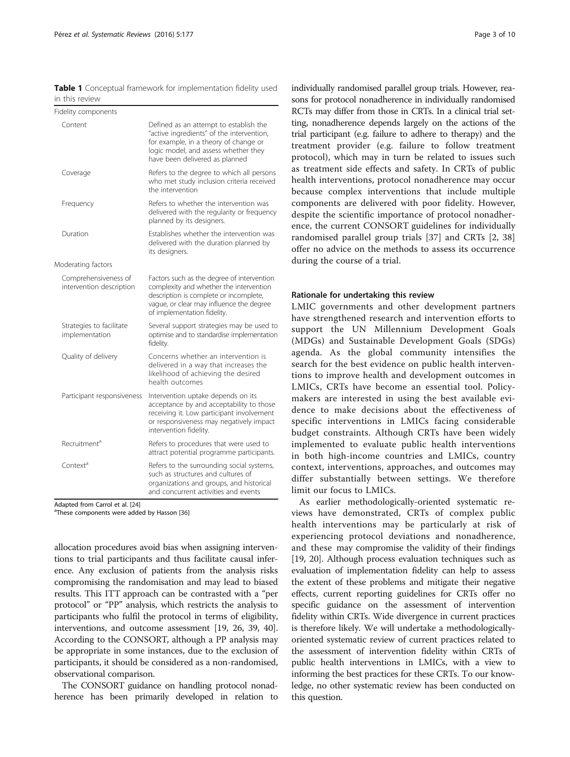**Table 1** Conceptual framework for implementation fidelity used in this review

| | |
|---|---|
| Fidelity components | |
| Content | Defined as an attempt to establish the "active ingredients" of the intervention, for example, in a theory of change or logic model, and assess whether they have been delivered as planned |
| Coverage | Refers to the degree to which all persons who met study inclusion criteria received the intervention |
| Frequency | Refers to whether the intervention was delivered with the regularity or frequency planned by its designers. |
| Duration | Establishes whether the intervention was delivered with the duration planned by its designers. |
| Moderating factors | |
| Comprehensiveness of intervention description | Factors such as the degree of intervention complexity and whether the intervention description is complete or incomplete, vague, or clear may influence the degree of implementation fidelity. |
| Strategies to facilitate implementation | Several support strategies may be used to optimise and to standardise implementation fidelity. |
| Quality of delivery | Concerns whether an intervention is delivered in a way that increases the likelihood of achieving the desired health outcomes |
| Participant responsiveness | Intervention uptake depends on its acceptance by and acceptability to those receiving it. Low participant involvement or responsiveness may negatively impact intervention fidelity. |
| Recruitment[a] | Refers to procedures that were used to attract potential programme participants. |
| Context[a] | Refers to the surrounding social systems, such as structures and cultures of organizations and groups, and historical and concurrent activities and events |

Adapted from Carrol et al. [24]
[a]These components were added by Hasson [36]

allocation procedures avoid bias when assigning interventions to trial participants and thus facilitate causal inference. Any exclusion of patients from the analysis risks compromising the randomisation and may lead to biased results. This ITT approach can be contrasted with a "per protocol" or "PP" analysis, which restricts the analysis to participants who fulfil the protocol in terms of eligibility, interventions, and outcome assessment [19, 26, 39, 40]. According to the CONSORT, although a PP analysis may be appropriate in some instances, due to the exclusion of participants, it should be considered as a non-randomised, observational comparison.

The CONSORT guidance on handling protocol nonadherence has been primarily developed in relation to individually randomised parallel group trials. However, reasons for protocol nonadherence in individually randomised RCTs may differ from those in CRTs. In a clinical trial setting, nonadherence depends largely on the actions of the trial participant (e.g. failure to adhere to therapy) and the treatment provider (e.g. failure to follow treatment protocol), which may in turn be related to issues such as treatment side effects and safety. In CRTs of public health interventions, protocol nonadherence may occur because complex interventions that include multiple components are delivered with poor fidelity. However, despite the scientific importance of protocol nonadherence, the current CONSORT guidelines for individually randomised parallel group trials [37] and CRTs [2, 38] offer no advice on the methods to assess its occurrence during the course of a trial.

### Rationale for undertaking this review

LMIC governments and other development partners have strengthened research and intervention efforts to support the UN Millennium Development Goals (MDGs) and Sustainable Development Goals (SDGs) agenda. As the global community intensifies the search for the best evidence on public health interventions to improve health and development outcomes in LMICs, CRTs have become an essential tool. Policymakers are interested in using the best available evidence to make decisions about the effectiveness of specific interventions in LMICs facing considerable budget constraints. Although CRTs have been widely implemented to evaluate public health interventions in both high-income countries and LMICs, country context, interventions, approaches, and outcomes may differ substantially between settings. We therefore limit our focus to LMICs.

As earlier methodologically-oriented systematic reviews have demonstrated, CRTs of complex public health interventions may be particularly at risk of experiencing protocol deviations and nonadherence, and these may compromise the validity of their findings [19, 20]. Although process evaluation techniques such as evaluation of implementation fidelity can help to assess the extent of these problems and mitigate their negative effects, current reporting guidelines for CRTs offer no specific guidance on the assessment of intervention fidelity within CRTs. Wide divergence in current practices is therefore likely. We will undertake a methodologically-oriented systematic review of current practices related to the assessment of intervention fidelity within CRTs of public health interventions in LMICs, with a view to informing the best practices for these CRTs. To our knowledge, no other systematic review has been conducted on this question.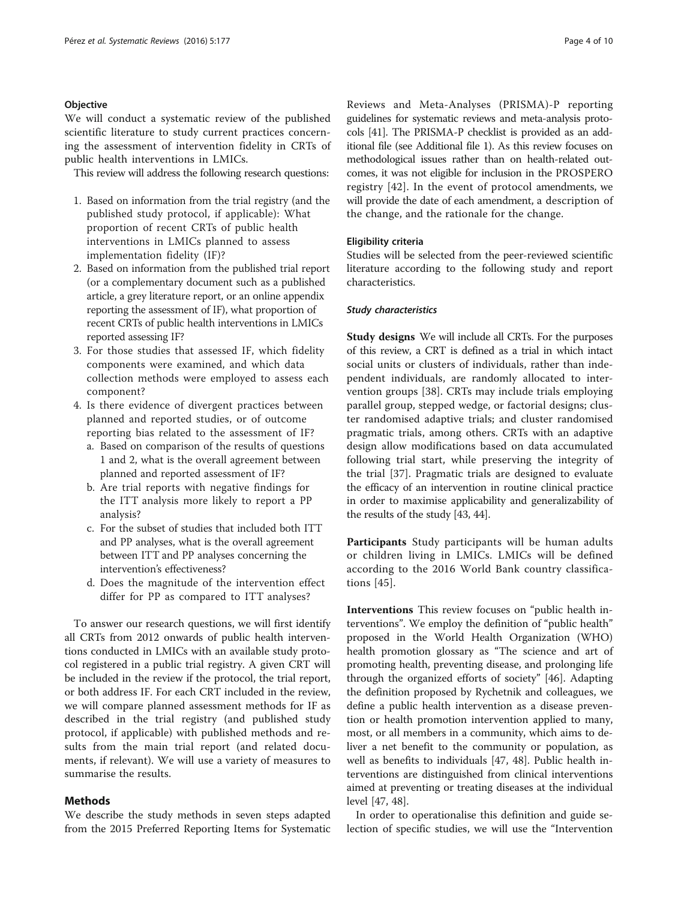### Objective

We will conduct a systematic review of the published scientific literature to study current practices concerning the assessment of intervention fidelity in CRTs of public health interventions in LMICs.

This review will address the following research questions:

1. Based on information from the trial registry (and the published study protocol, if applicable): What proportion of recent CRTs of public health interventions in LMICs planned to assess implementation fidelity (IF)?
2. Based on information from the published trial report (or a complementary document such as a published article, a grey literature report, or an online appendix reporting the assessment of IF), what proportion of recent CRTs of public health interventions in LMICs reported assessing IF?
3. For those studies that assessed IF, which fidelity components were examined, and which data collection methods were employed to assess each component?
4. Is there evidence of divergent practices between planned and reported studies, or of outcome reporting bias related to the assessment of IF?
   a. Based on comparison of the results of questions 1 and 2, what is the overall agreement between planned and reported assessment of IF?
   b. Are trial reports with negative findings for the ITT analysis more likely to report a PP analysis?
   c. For the subset of studies that included both ITT and PP analyses, what is the overall agreement between ITT and PP analyses concerning the intervention's effectiveness?
   d. Does the magnitude of the intervention effect differ for PP as compared to ITT analyses?

To answer our research questions, we will first identify all CRTs from 2012 onwards of public health interventions conducted in LMICs with an available study protocol registered in a public trial registry. A given CRT will be included in the review if the protocol, the trial report, or both address IF. For each CRT included in the review, we will compare planned assessment methods for IF as described in the trial registry (and published study protocol, if applicable) with published methods and results from the main trial report (and related documents, if relevant). We will use a variety of measures to summarise the results.

## Methods

We describe the study methods in seven steps adapted from the 2015 Preferred Reporting Items for Systematic Reviews and Meta-Analyses (PRISMA)-P reporting guidelines for systematic reviews and meta-analysis protocols [41]. The PRISMA-P checklist is provided as an additional file (see Additional file 1). As this review focuses on methodological issues rather than on health-related outcomes, it was not eligible for inclusion in the PROSPERO registry [42]. In the event of protocol amendments, we will provide the date of each amendment, a description of the change, and the rationale for the change.

### Eligibility criteria

Studies will be selected from the peer-reviewed scientific literature according to the following study and report characteristics.

#### *Study characteristics*

**Study designs** We will include all CRTs. For the purposes of this review, a CRT is defined as a trial in which intact social units or clusters of individuals, rather than independent individuals, are randomly allocated to intervention groups [38]. CRTs may include trials employing parallel group, stepped wedge, or factorial designs; cluster randomised adaptive trials; and cluster randomised pragmatic trials, among others. CRTs with an adaptive design allow modifications based on data accumulated following trial start, while preserving the integrity of the trial [37]. Pragmatic trials are designed to evaluate the efficacy of an intervention in routine clinical practice in order to maximise applicability and generalizability of the results of the study [43, 44].

**Participants** Study participants will be human adults or children living in LMICs. LMICs will be defined according to the 2016 World Bank country classifications [45].

**Interventions** This review focuses on "public health interventions". We employ the definition of "public health" proposed in the World Health Organization (WHO) health promotion glossary as "The science and art of promoting health, preventing disease, and prolonging life through the organized efforts of society" [46]. Adapting the definition proposed by Rychetnik and colleagues, we define a public health intervention as a disease prevention or health promotion intervention applied to many, most, or all members in a community, which aims to deliver a net benefit to the community or population, as well as benefits to individuals [47, 48]. Public health interventions are distinguished from clinical interventions aimed at preventing or treating diseases at the individual level [47, 48].

In order to operationalise this definition and guide selection of specific studies, we will use the "Intervention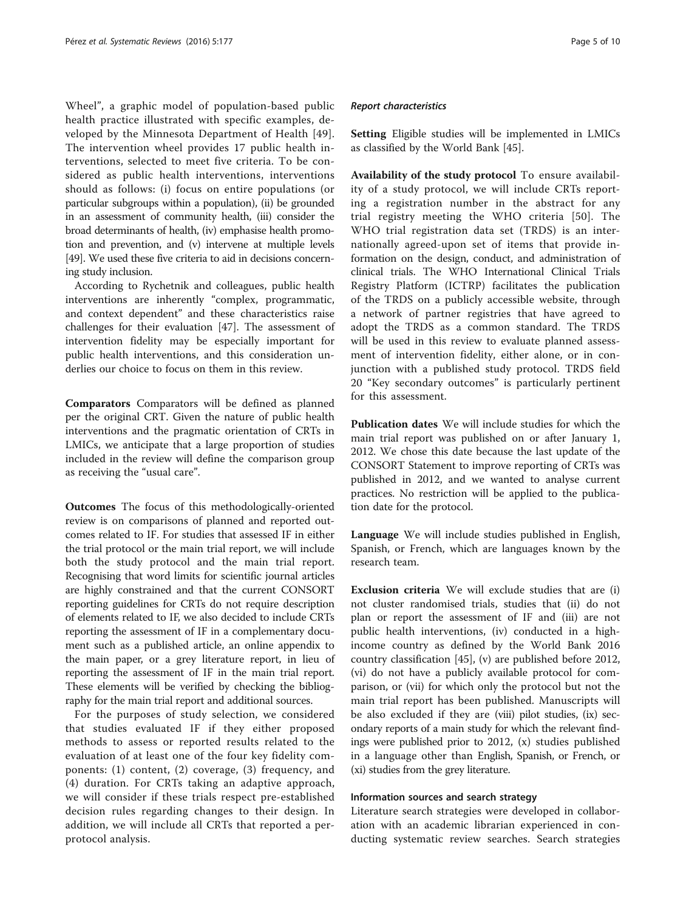Wheel", a graphic model of population-based public health practice illustrated with specific examples, developed by the Minnesota Department of Health [49]. The intervention wheel provides 17 public health interventions, selected to meet five criteria. To be considered as public health interventions, interventions should as follows: (i) focus on entire populations (or particular subgroups within a population), (ii) be grounded in an assessment of community health, (iii) consider the broad determinants of health, (iv) emphasise health promotion and prevention, and (v) intervene at multiple levels [49]. We used these five criteria to aid in decisions concerning study inclusion.

According to Rychetnik and colleagues, public health interventions are inherently "complex, programmatic, and context dependent" and these characteristics raise challenges for their evaluation [47]. The assessment of intervention fidelity may be especially important for public health interventions, and this consideration underlies our choice to focus on them in this review.

**Comparators** Comparators will be defined as planned per the original CRT. Given the nature of public health interventions and the pragmatic orientation of CRTs in LMICs, we anticipate that a large proportion of studies included in the review will define the comparison group as receiving the "usual care".

**Outcomes** The focus of this methodologically-oriented review is on comparisons of planned and reported outcomes related to IF. For studies that assessed IF in either the trial protocol or the main trial report, we will include both the study protocol and the main trial report. Recognising that word limits for scientific journal articles are highly constrained and that the current CONSORT reporting guidelines for CRTs do not require description of elements related to IF, we also decided to include CRTs reporting the assessment of IF in a complementary document such as a published article, an online appendix to the main paper, or a grey literature report, in lieu of reporting the assessment of IF in the main trial report. These elements will be verified by checking the bibliography for the main trial report and additional sources.

For the purposes of study selection, we considered that studies evaluated IF if they either proposed methods to assess or reported results related to the evaluation of at least one of the four key fidelity components: (1) content, (2) coverage, (3) frequency, and (4) duration. For CRTs taking an adaptive approach, we will consider if these trials respect pre-established decision rules regarding changes to their design. In addition, we will include all CRTs that reported a per-protocol analysis.

#### *Report characteristics*

**Setting** Eligible studies will be implemented in LMICs as classified by the World Bank [45].

**Availability of the study protocol** To ensure availability of a study protocol, we will include CRTs reporting a registration number in the abstract for any trial registry meeting the WHO criteria [50]. The WHO trial registration data set (TRDS) is an internationally agreed-upon set of items that provide information on the design, conduct, and administration of clinical trials. The WHO International Clinical Trials Registry Platform (ICTRP) facilitates the publication of the TRDS on a publicly accessible website, through a network of partner registries that have agreed to adopt the TRDS as a common standard. The TRDS will be used in this review to evaluate planned assessment of intervention fidelity, either alone, or in conjunction with a published study protocol. TRDS field 20 "Key secondary outcomes" is particularly pertinent for this assessment.

**Publication dates** We will include studies for which the main trial report was published on or after January 1, 2012. We chose this date because the last update of the CONSORT Statement to improve reporting of CRTs was published in 2012, and we wanted to analyse current practices. No restriction will be applied to the publication date for the protocol.

**Language** We will include studies published in English, Spanish, or French, which are languages known by the research team.

**Exclusion criteria** We will exclude studies that are (i) not cluster randomised trials, studies that (ii) do not plan or report the assessment of IF and (iii) are not public health interventions, (iv) conducted in a high-income country as defined by the World Bank 2016 country classification [45], (v) are published before 2012, (vi) do not have a publicly available protocol for comparison, or (vii) for which only the protocol but not the main trial report has been published. Manuscripts will be also excluded if they are (viii) pilot studies, (ix) secondary reports of a main study for which the relevant findings were published prior to 2012, (x) studies published in a language other than English, Spanish, or French, or (xi) studies from the grey literature.

### Information sources and search strategy

Literature search strategies were developed in collaboration with an academic librarian experienced in conducting systematic review searches. Search strategies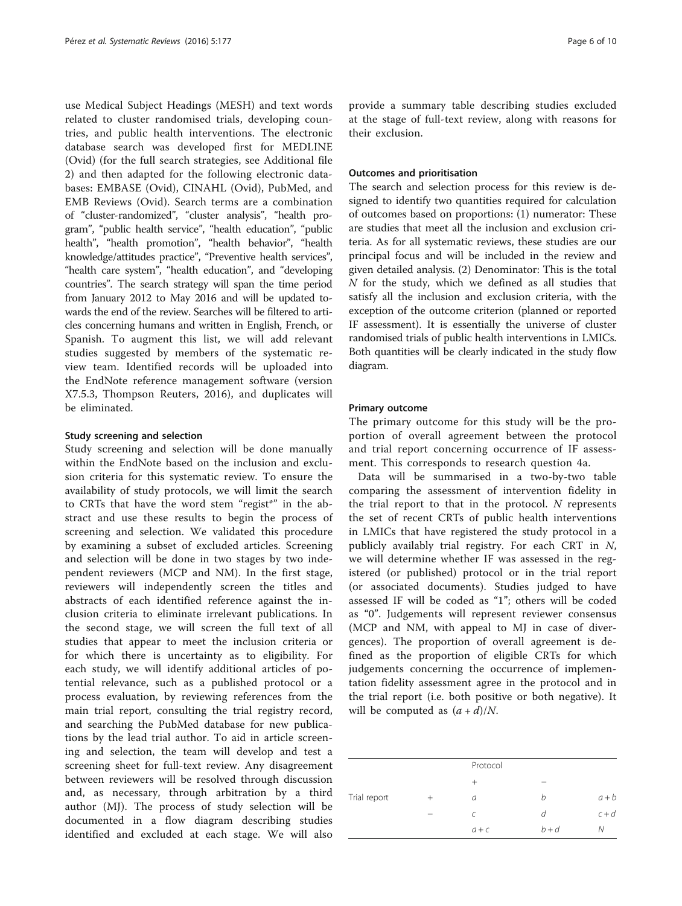use Medical Subject Headings (MESH) and text words related to cluster randomised trials, developing countries, and public health interventions. The electronic database search was developed first for MEDLINE (Ovid) (for the full search strategies, see Additional file 2) and then adapted for the following electronic databases: EMBASE (Ovid), CINAHL (Ovid), PubMed, and EMB Reviews (Ovid). Search terms are a combination of "cluster-randomized", "cluster analysis", "health program", "public health service", "health education", "public health", "health promotion", "health behavior", "health knowledge/attitudes practice", "Preventive health services", "health care system", "health education", and "developing countries". The search strategy will span the time period from January 2012 to May 2016 and will be updated towards the end of the review. Searches will be filtered to articles concerning humans and written in English, French, or Spanish. To augment this list, we will add relevant studies suggested by members of the systematic review team. Identified records will be uploaded into the EndNote reference management software (version X7.5.3, Thompson Reuters, 2016), and duplicates will be eliminated.

### Study screening and selection

Study screening and selection will be done manually within the EndNote based on the inclusion and exclusion criteria for this systematic review. To ensure the availability of study protocols, we will limit the search to CRTs that have the word stem "regist*" in the abstract and use these results to begin the process of screening and selection. We validated this procedure by examining a subset of excluded articles. Screening and selection will be done in two stages by two independent reviewers (MCP and NM). In the first stage, reviewers will independently screen the titles and abstracts of each identified reference against the inclusion criteria to eliminate irrelevant publications. In the second stage, we will screen the full text of all studies that appear to meet the inclusion criteria or for which there is uncertainty as to eligibility. For each study, we will identify additional articles of potential relevance, such as a published protocol or a process evaluation, by reviewing references from the main trial report, consulting the trial registry record, and searching the PubMed database for new publications by the lead trial author. To aid in article screening and selection, the team will develop and test a screening sheet for full-text review. Any disagreement between reviewers will be resolved through discussion and, as necessary, through arbitration by a third author (MJ). The process of study selection will be documented in a flow diagram describing studies identified and excluded at each stage. We will also provide a summary table describing studies excluded at the stage of full-text review, along with reasons for their exclusion.

### Outcomes and prioritisation

The search and selection process for this review is designed to identify two quantities required for calculation of outcomes based on proportions: (1) numerator: These are studies that meet all the inclusion and exclusion criteria. As for all systematic reviews, these studies are our principal focus and will be included in the review and given detailed analysis. (2) Denominator: This is the total $N$ for the study, which we defined as all studies that satisfy all the inclusion and exclusion criteria, with the exception of the outcome criterion (planned or reported IF assessment). It is essentially the universe of cluster randomised trials of public health interventions in LMICs. Both quantities will be clearly indicated in the study flow diagram.

### Primary outcome

The primary outcome for this study will be the proportion of overall agreement between the protocol and trial report concerning occurrence of IF assessment. This corresponds to research question 4a.

Data will be summarised in a two-by-two table comparing the assessment of intervention fidelity in the trial report to that in the protocol. $N$ represents the set of recent CRTs of public health interventions in LMICs that have registered the study protocol in a publicly availably trial registry. For each CRT in $N$, we will determine whether IF was assessed in the registered (or published) protocol or in the trial report (or associated documents). Studies judged to have assessed IF will be coded as "1"; others will be coded as "0". Judgements will represent reviewer consensus (MCP and NM, with appeal to MJ in case of divergences). The proportion of overall agreement is defined as the proportion of eligible CRTs for which judgements concerning the occurrence of implementation fidelity assessment agree in the protocol and in the trial report (i.e. both positive or both negative). It will be computed as $(a + d)/N$.

| | | Protocol | | |
|---|---|---|---|---|
| | | + | − | |
| Trial report | + | $a$ | $b$ | $a + b$ |
| | − | $c$ | $d$ | $c + d$ |
| | | $a + c$ | $b + d$ | $N$ |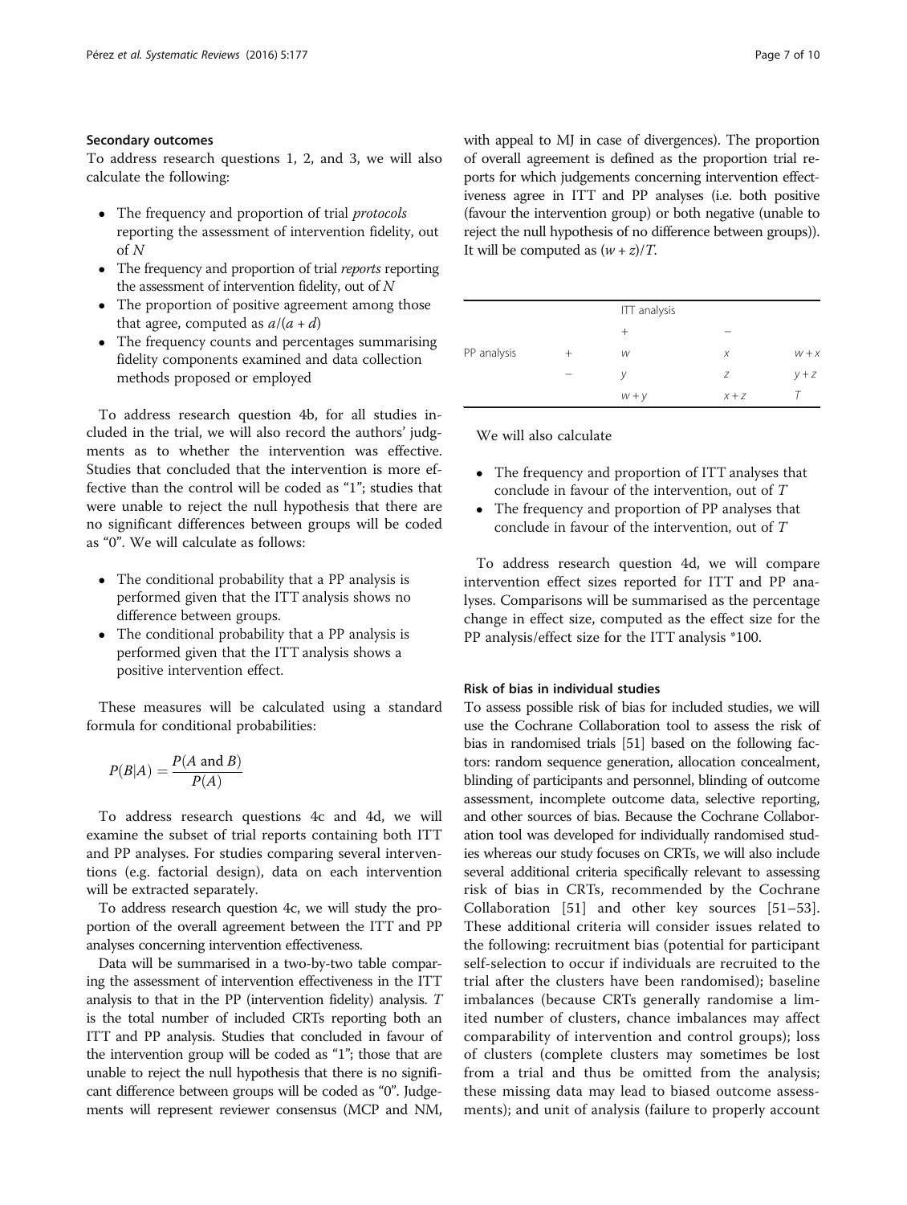### Secondary outcomes

To address research questions 1, 2, and 3, we will also calculate the following:

- The frequency and proportion of trial *protocols* reporting the assessment of intervention fidelity, out of $N$
- The frequency and proportion of trial *reports* reporting the assessment of intervention fidelity, out of $N$
- The proportion of positive agreement among those that agree, computed as $a/(a + d)$
- The frequency counts and percentages summarising fidelity components examined and data collection methods proposed or employed

To address research question 4b, for all studies included in the trial, we will also record the authors' judgments as to whether the intervention was effective. Studies that concluded that the intervention is more effective than the control will be coded as "1"; studies that were unable to reject the null hypothesis that there are no significant differences between groups will be coded as "0". We will calculate as follows:

- The conditional probability that a PP analysis is performed given that the ITT analysis shows no difference between groups.
- The conditional probability that a PP analysis is performed given that the ITT analysis shows a positive intervention effect.

These measures will be calculated using a standard formula for conditional probabilities:

$$P(B|A) = \frac{P(A \text{ and } B)}{P(A)}$$

To address research questions 4c and 4d, we will examine the subset of trial reports containing both ITT and PP analyses. For studies comparing several interventions (e.g. factorial design), data on each intervention will be extracted separately.

To address research question 4c, we will study the proportion of the overall agreement between the ITT and PP analyses concerning intervention effectiveness.

Data will be summarised in a two-by-two table comparing the assessment of intervention effectiveness in the ITT analysis to that in the PP (intervention fidelity) analysis. $T$ is the total number of included CRTs reporting both an ITT and PP analysis. Studies that concluded in favour of the intervention group will be coded as "1"; those that are unable to reject the null hypothesis that there is no significant difference between groups will be coded as "0". Judgements will represent reviewer consensus (MCP and NM, with appeal to MJ in case of divergences). The proportion of overall agreement is defined as the proportion trial reports for which judgements concerning intervention effectiveness agree in ITT and PP analyses (i.e. both positive (favour the intervention group) or both negative (unable to reject the null hypothesis of no difference between groups)). It will be computed as $(w + z)/T$.

| | | ITT analysis | | |
|---|---|---|---|---|
| | | + | − | |
| PP analysis | + | $w$ | $x$ | $w + x$ |
| | − | $y$ | $z$ | $y + z$ |
| | | $w + y$ | $x + z$ | $T$ |

We will also calculate

- The frequency and proportion of ITT analyses that conclude in favour of the intervention, out of $T$
- The frequency and proportion of PP analyses that conclude in favour of the intervention, out of $T$

To address research question 4d, we will compare intervention effect sizes reported for ITT and PP analyses. Comparisons will be summarised as the percentage change in effect size, computed as the effect size for the PP analysis/effect size for the ITT analysis *100.

### Risk of bias in individual studies

To assess possible risk of bias for included studies, we will use the Cochrane Collaboration tool to assess the risk of bias in randomised trials [51] based on the following factors: random sequence generation, allocation concealment, blinding of participants and personnel, blinding of outcome assessment, incomplete outcome data, selective reporting, and other sources of bias. Because the Cochrane Collaboration tool was developed for individually randomised studies whereas our study focuses on CRTs, we will also include several additional criteria specifically relevant to assessing risk of bias in CRTs, recommended by the Cochrane Collaboration [51] and other key sources [51–53]. These additional criteria will consider issues related to the following: recruitment bias (potential for participant self-selection to occur if individuals are recruited to the trial after the clusters have been randomised); baseline imbalances (because CRTs generally randomise a limited number of clusters, chance imbalances may affect comparability of intervention and control groups); loss of clusters (complete clusters may sometimes be lost from a trial and thus be omitted from the analysis; these missing data may lead to biased outcome assessments); and unit of analysis (failure to properly account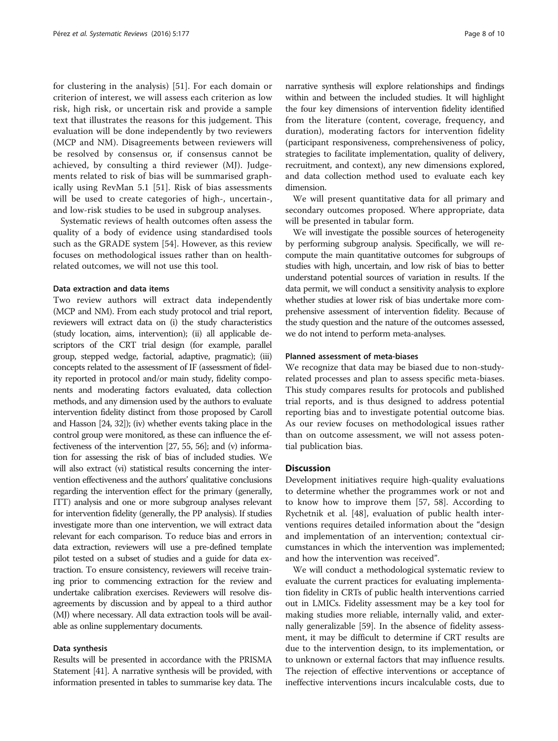for clustering in the analysis) [51]. For each domain or criterion of interest, we will assess each criterion as low risk, high risk, or uncertain risk and provide a sample text that illustrates the reasons for this judgement. This evaluation will be done independently by two reviewers (MCP and NM). Disagreements between reviewers will be resolved by consensus or, if consensus cannot be achieved, by consulting a third reviewer (MJ). Judgements related to risk of bias will be summarised graphically using RevMan 5.1 [51]. Risk of bias assessments will be used to create categories of high-, uncertain-, and low-risk studies to be used in subgroup analyses.

Systematic reviews of health outcomes often assess the quality of a body of evidence using standardised tools such as the GRADE system [54]. However, as this review focuses on methodological issues rather than on health-related outcomes, we will not use this tool.

#### Data extraction and data items

Two review authors will extract data independently (MCP and NM). From each study protocol and trial report, reviewers will extract data on (i) the study characteristics (study location, aims, intervention); (ii) all applicable descriptors of the CRT trial design (for example, parallel group, stepped wedge, factorial, adaptive, pragmatic); (iii) concepts related to the assessment of IF (assessment of fidelity reported in protocol and/or main study, fidelity components and moderating factors evaluated, data collection methods, and any dimension used by the authors to evaluate intervention fidelity distinct from those proposed by Caroll and Hasson [24, 32]); (iv) whether events taking place in the control group were monitored, as these can influence the effectiveness of the intervention [27, 55, 56]; and (v) information for assessing the risk of bias of included studies. We will also extract (vi) statistical results concerning the intervention effectiveness and the authors' qualitative conclusions regarding the intervention effect for the primary (generally, ITT) analysis and one or more subgroup analyses relevant for intervention fidelity (generally, the PP analysis). If studies investigate more than one intervention, we will extract data relevant for each comparison. To reduce bias and errors in data extraction, reviewers will use a pre-defined template pilot tested on a subset of studies and a guide for data extraction. To ensure consistency, reviewers will receive training prior to commencing extraction for the review and undertake calibration exercises. Reviewers will resolve disagreements by discussion and by appeal to a third author (MJ) where necessary. All data extraction tools will be available as online supplementary documents.

#### Data synthesis

Results will be presented in accordance with the PRISMA Statement [41]. A narrative synthesis will be provided, with information presented in tables to summarise key data. The narrative synthesis will explore relationships and findings within and between the included studies. It will highlight the four key dimensions of intervention fidelity identified from the literature (content, coverage, frequency, and duration), moderating factors for intervention fidelity (participant responsiveness, comprehensiveness of policy, strategies to facilitate implementation, quality of delivery, recruitment, and context), any new dimensions explored, and data collection method used to evaluate each key dimension.

We will present quantitative data for all primary and secondary outcomes proposed. Where appropriate, data will be presented in tabular form.

We will investigate the possible sources of heterogeneity by performing subgroup analysis. Specifically, we will recompute the main quantitative outcomes for subgroups of studies with high, uncertain, and low risk of bias to better understand potential sources of variation in results. If the data permit, we will conduct a sensitivity analysis to explore whether studies at lower risk of bias undertake more comprehensive assessment of intervention fidelity. Because of the study question and the nature of the outcomes assessed, we do not intend to perform meta-analyses.

#### Planned assessment of meta-biases

We recognize that data may be biased due to non-study-related processes and plan to assess specific meta-biases. This study compares results for protocols and published trial reports, and is thus designed to address potential reporting bias and to investigate potential outcome bias. As our review focuses on methodological issues rather than on outcome assessment, we will not assess potential publication bias.

## Discussion

Development initiatives require high-quality evaluations to determine whether the programmes work or not and to know how to improve them [57, 58]. According to Rychetnik et al. [48], evaluation of public health interventions requires detailed information about the "design and implementation of an intervention; contextual circumstances in which the intervention was implemented; and how the intervention was received".

We will conduct a methodological systematic review to evaluate the current practices for evaluating implementation fidelity in CRTs of public health interventions carried out in LMICs. Fidelity assessment may be a key tool for making studies more reliable, internally valid, and externally generalizable [59]. In the absence of fidelity assessment, it may be difficult to determine if CRT results are due to the intervention design, to its implementation, or to unknown or external factors that may influence results. The rejection of effective interventions or acceptance of ineffective interventions incurs incalculable costs, due to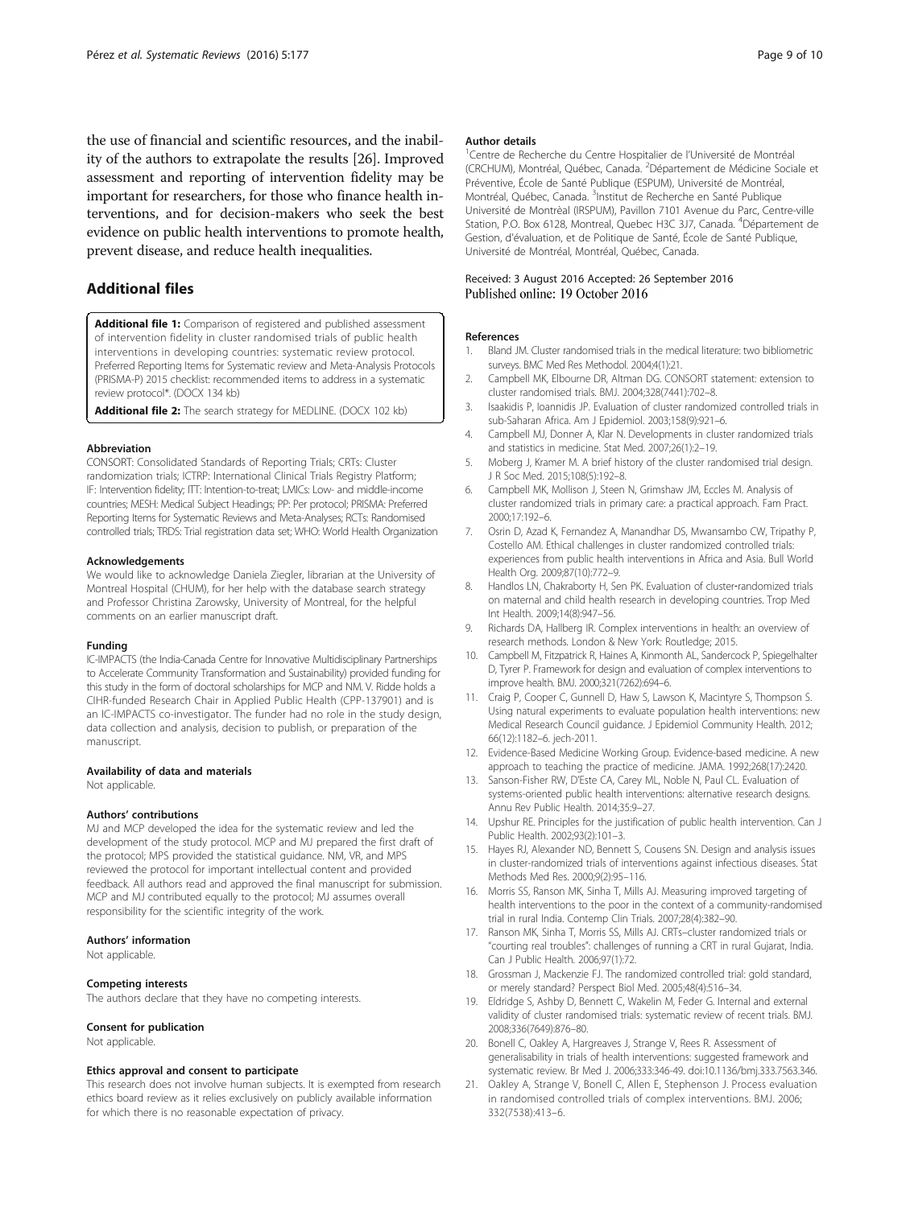the use of financial and scientific resources, and the inability of the authors to extrapolate the results [26]. Improved assessment and reporting of intervention fidelity may be important for researchers, for those who finance health interventions, and for decision-makers who seek the best evidence on public health interventions to promote health, prevent disease, and reduce health inequalities.

## Additional files

**Additional file 1:** Comparison of registered and published assessment of intervention fidelity in cluster randomised trials of public health interventions in developing countries: systematic review protocol. Preferred Reporting Items for Systematic review and Meta-Analysis Protocols (PRISMA-P) 2015 checklist: recommended items to address in a systematic review protocol*. (DOCX 134 kb)

**Additional file 2:** The search strategy for MEDLINE. (DOCX 102 kb)

#### Abbreviation

CONSORT: Consolidated Standards of Reporting Trials; CRTs: Cluster randomization trials; ICTRP: International Clinical Trials Registry Platform; IF: Intervention fidelity; ITT: Intention-to-treat; LMICs: Low- and middle-income countries; MESH: Medical Subject Headings; PP: Per protocol; PRISMA: Preferred Reporting Items for Systematic Reviews and Meta-Analyses; RCTs: Randomised controlled trials; TRDS: Trial registration data set; WHO: World Health Organization

#### Acknowledgements

We would like to acknowledge Daniela Ziegler, librarian at the University of Montreal Hospital (CHUM), for her help with the database search strategy and Professor Christina Zarowsky, University of Montreal, for the helpful comments on an earlier manuscript draft.

#### Funding

IC-IMPACTS (the India-Canada Centre for Innovative Multidisciplinary Partnerships to Accelerate Community Transformation and Sustainability) provided funding for this study in the form of doctoral scholarships for MCP and NM. V. Ridde holds a CIHR-funded Research Chair in Applied Public Health (CPP-137901) and is an IC-IMPACTS co-investigator. The funder had no role in the study design, data collection and analysis, decision to publish, or preparation of the manuscript.

#### Availability of data and materials

Not applicable.

#### Authors' contributions

MJ and MCP developed the idea for the systematic review and led the development of the study protocol. MCP and MJ prepared the first draft of the protocol; MPS provided the statistical guidance. NM, VR, and MPS reviewed the protocol for important intellectual content and provided feedback. All authors read and approved the final manuscript for submission. MCP and MJ contributed equally to the protocol; MJ assumes overall responsibility for the scientific integrity of the work.

#### Authors' information

Not applicable.

#### Competing interests

The authors declare that they have no competing interests.

#### Consent for publication

Not applicable.

#### Ethics approval and consent to participate

This research does not involve human subjects. It is exempted from research ethics board review as it relies exclusively on publicly available information for which there is no reasonable expectation of privacy.

#### Author details

[1]Centre de Recherche du Centre Hospitalier de l'Université de Montréal (CRCHUM), Montréal, Québec, Canada. [2]Département de Médicine Sociale et Préventive, École de Santé Publique (ESPUM), Université de Montréal, Montréal, Québec, Canada. [3]Institut de Recherche en Santé Publique Université de Montrèal (IRSPUM), Pavillon 7101 Avenue du Parc, Centre-ville Station, P.O. Box 6128, Montreal, Quebec H3C 3J7, Canada. [4]Département de Gestion, d'évaluation, et de Politique de Santé, École de Santé Publique, Université de Montréal, Montréal, Québec, Canada.

Received: 3 August 2016 Accepted: 26 September 2016
Published online: 19 October 2016

#### References

1. Bland JM. Cluster randomised trials in the medical literature: two bibliometric surveys. BMC Med Res Methodol. 2004;4(1):21.
2. Campbell MK, Elbourne DR, Altman DG. CONSORT statement: extension to cluster randomised trials. BMJ. 2004;328(7441):702–8.
3. Isaakidis P, Ioannidis JP. Evaluation of cluster randomized controlled trials in sub-Saharan Africa. Am J Epidemiol. 2003;158(9):921–6.
4. Campbell MJ, Donner A, Klar N. Developments in cluster randomized trials and statistics in medicine. Stat Med. 2007;26(1):2–19.
5. Moberg J, Kramer M. A brief history of the cluster randomised trial design. J R Soc Med. 2015;108(5):192–8.
6. Campbell MK, Mollison J, Steen N, Grimshaw JM, Eccles M. Analysis of cluster randomized trials in primary care: a practical approach. Fam Pract. 2000;17:192–6.
7. Osrin D, Azad K, Fernandez A, Manandhar DS, Mwansambo CW, Tripathy P, Costello AM. Ethical challenges in cluster randomized controlled trials: experiences from public health interventions in Africa and Asia. Bull World Health Org. 2009;87(10):772–9.
8. Handlos LN, Chakraborty H, Sen PK. Evaluation of cluster-randomized trials on maternal and child health research in developing countries. Trop Med Int Health. 2009;14(8):947–56.
9. Richards DA, Hallberg IR. Complex interventions in health: an overview of research methods. London & New York: Routledge; 2015.
10. Campbell M, Fitzpatrick R, Haines A, Kinmonth AL, Sandercock P, Spiegelhalter D, Tyrer P. Framework for design and evaluation of complex interventions to improve health. BMJ. 2000;321(7262):694–6.
11. Craig P, Cooper C, Gunnell D, Haw S, Lawson K, Macintyre S, Thompson S. Using natural experiments to evaluate population health interventions: new Medical Research Council guidance. J Epidemiol Community Health. 2012; 66(12):1182–6. jech-2011.
12. Evidence-Based Medicine Working Group. Evidence-based medicine. A new approach to teaching the practice of medicine. JAMA. 1992;268(17):2420.
13. Sanson-Fisher RW, D'Este CA, Carey ML, Noble N, Paul CL. Evaluation of systems-oriented public health interventions: alternative research designs. Annu Rev Public Health. 2014;35:9–27.
14. Upshur RE. Principles for the justification of public health intervention. Can J Public Health. 2002;93(2):101–3.
15. Hayes RJ, Alexander ND, Bennett S, Cousens SN. Design and analysis issues in cluster-randomized trials of interventions against infectious diseases. Stat Methods Med Res. 2000;9(2):95–116.
16. Morris SS, Ranson MK, Sinha T, Mills AJ. Measuring improved targeting of health interventions to the poor in the context of a community-randomised trial in rural India. Contemp Clin Trials. 2007;28(4):382–90.
17. Ranson MK, Sinha T, Morris SS, Mills AJ. CRTs–cluster randomized trials or "courting real troubles": challenges of running a CRT in rural Gujarat, India. Can J Public Health. 2006;97(1):72.
18. Grossman J, Mackenzie FJ. The randomized controlled trial: gold standard, or merely standard? Perspect Biol Med. 2005;48(4):516–34.
19. Eldridge S, Ashby D, Bennett C, Wakelin M, Feder G. Internal and external validity of cluster randomised trials: systematic review of recent trials. BMJ. 2008;336(7649):876–80.
20. Bonell C, Oakley A, Hargreaves J, Strange V, Rees R. Assessment of generalisability in trials of health interventions: suggested framework and systematic review. Br Med J. 2006;333:346-49. doi:10.1136/bmj.333.7563.346.
21. Oakley A, Strange V, Bonell C, Allen E, Stephenson J. Process evaluation in randomised controlled trials of complex interventions. BMJ. 2006; 332(7538):413–6.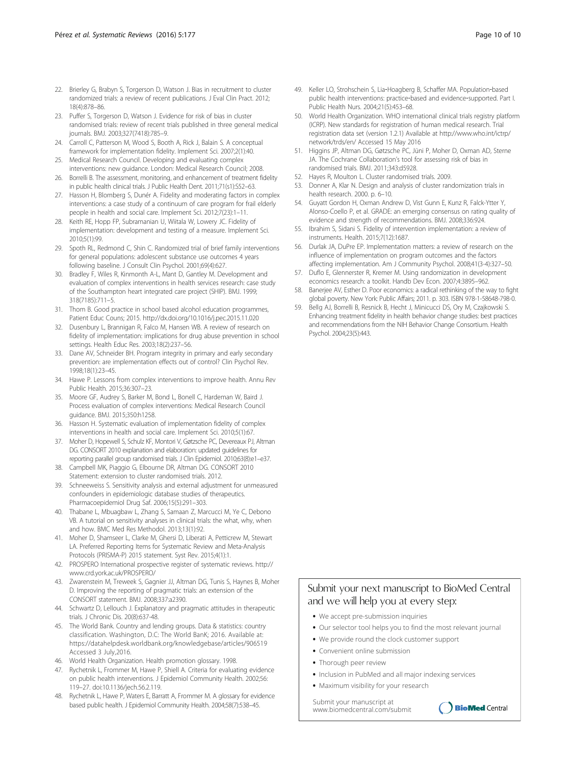22. Brierley G, Brabyn S, Torgerson D, Watson J. Bias in recruitment to cluster randomized trials: a review of recent publications. J Eval Clin Pract. 2012; 18(4):878–86.
23. Puffer S, Torgerson D, Watson J. Evidence for risk of bias in cluster randomised trials: review of recent trials published in three general medical journals. BMJ. 2003;327(7418):785–9.
24. Carroll C, Patterson M, Wood S, Booth A, Rick J, Balain S. A conceptual framework for implementation fidelity. Implement Sci. 2007;2(1):40.
25. Medical Research Council. Developing and evaluating complex interventions: new guidance. London: Medical Research Council; 2008.
26. Borrelli B. The assessment, monitoring, and enhancement of treatment fidelity in public health clinical trials. J Public Health Dent. 2011;71(s1):S52–63.
27. Hasson H, Blomberg S, Dunér A. Fidelity and moderating factors in complex interventions: a case study of a continuum of care program for frail elderly people in health and social care. Implement Sci. 2012;7(23):1–11.
28. Keith RE, Hopp FP, Subramanian U, Wiitala W, Lowery JC. Fidelity of implementation: development and testing of a measure. Implement Sci. 2010;5(1):99.
29. Spoth RL, Redmond C, Shin C. Randomized trial of brief family interventions for general populations: adolescent substance use outcomes 4 years following baseline. J Consult Clin Psychol. 2001;69(4):627.
30. Bradley F, Wiles R, Kinmonth A-L, Mant D, Gantley M. Development and evaluation of complex interventions in health services research: case study of the Southampton heart integrated care project (SHIP). BMJ. 1999; 318(7185):711–5.
31. Thom B. Good practice in school based alcohol education programmes, Patient Educ Couns; 2015. http://dx.doi.org/10.1016/j.pec.2015.11.020
32. Dusenbury L, Brannigan R, Falco M, Hansen WB. A review of research on fidelity of implementation: implications for drug abuse prevention in school settings. Health Educ Res. 2003;18(2):237–56.
33. Dane AV, Schneider BH. Program integrity in primary and early secondary prevention: are implementation effects out of control? Clin Psychol Rev. 1998;18(1):23–45.
34. Hawe P. Lessons from complex interventions to improve health. Annu Rev Public Health. 2015;36:307–23.
35. Moore GF, Audrey S, Barker M, Bond L, Bonell C, Hardeman W, Baird J. Process evaluation of complex interventions: Medical Research Council guidance. BMJ. 2015;350:h1258.
36. Hasson H. Systematic evaluation of implementation fidelity of complex interventions in health and social care. Implement Sci. 2010;5(1):67.
37. Moher D, Hopewell S, Schulz KF, Montori V, Gøtzsche PC, Devereaux PJ, Altman DG. CONSORT 2010 explanation and elaboration: updated guidelines for reporting parallel group randomised trials. J Clin Epidemiol. 2010;63(8):e1–e37.
38. Campbell MK, Piaggio G, Elbourne DR, Altman DG. CONSORT 2010 Statement: extension to cluster randomised trials. 2012.
39. Schneeweiss S. Sensitivity analysis and external adjustment for unmeasured confounders in epidemiologic database studies of therapeutics. Pharmacoepidemiol Drug Saf. 2006;15(5):291–303.
40. Thabane L, Mbuagbaw L, Zhang S, Samaan Z, Marcucci M, Ye C, Debono VB. A tutorial on sensitivity analyses in clinical trials: the what, why, when and how. BMC Med Res Methodol. 2013;13(1):92.
41. Moher D, Shamseer L, Clarke M, Ghersi D, Liberati A, Petticrew M, Stewart LA. Preferred Reporting Items for Systematic Review and Meta-Analysis Protocols (PRISMA-P) 2015 statement. Syst Rev. 2015;4(1):1.
42. PROSPERO International prospective register of systematic reviews. http://www.crd.york.ac.uk/PROSPERO/
43. Zwarenstein M, Treweek S, Gagnier JJ, Altman DG, Tunis S, Haynes B, Moher D. Improving the reporting of pragmatic trials: an extension of the CONSORT statement. BMJ. 2008;337:a2390.
44. Schwartz D, Lellouch J. Explanatory and pragmatic attitudes in therapeutic trials. J Chronic Dis. 20(8):637-48.
45. The World Bank. Country and lending groups. Data & statistics: country classification. Washington, D.C: The World BanK; 2016. Available at: https://datahelpdesk.worldbank.org/knowledgebase/articles/906519 Accessed 3 July,2016.
46. World Health Organization. Health promotion glossary. 1998.
47. Rychetnik L, Frommer M, Hawe P, Shiell A. Criteria for evaluating evidence on public health interventions. J Epidemiol Community Health. 2002;56: 119–27. doi:10.1136/jech.56.2.119.
48. Rychetnik L, Hawe P, Waters E, Barratt A, Frommer M. A glossary for evidence based public health. J Epidemiol Community Health. 2004;58(7):538–45.
49. Keller LO, Strohschein S, Lia-Hoagberg B, Schaffer MA. Population-based public health interventions: practice-based and evidence-supported. Part I. Public Health Nurs. 2004;21(5):453–68.
50. World Health Organization. WHO international clinical trials registry platform (ICRP). New standards for registration of human medical research. Trial registration data set (version 1.2.1) Available at http://www.who.int/ictrp/network/trds/en/ Accessed 15 May 2016
51. Higgins JP, Altman DG, Gøtzsche PC, Jüni P, Moher D, Oxman AD, Sterne JA. The Cochrane Collaboration's tool for assessing risk of bias in randomised trials. BMJ. 2011;343:d5928.
52. Hayes R, Moulton L. Cluster randomised trials. 2009.
53. Donner A, Klar N. Design and analysis of cluster randomization trials in health research. 2000. p. 6–10.
54. Guyatt Gordon H, Oxman Andrew D, Vist Gunn E, Kunz R, Falck-Ytter Y, Alonso-Coello P, et al. GRADE: an emerging consensus on rating quality of evidence and strength of recommendations. BMJ. 2008;336:924.
55. Ibrahim S, Sidani S. Fidelity of intervention implementation: a review of instruments. Health. 2015;7(12):1687.
56. Durlak JA, DuPre EP. Implementation matters: a review of research on the influence of implementation on program outcomes and the factors affecting implementation. Am J Community Psychol. 2008;41(3-4):327–50.
57. Duflo E, Glennerster R, Kremer M. Using randomization in development economics research: a toolkit. Handb Dev Econ. 2007;4:3895–962.
58. Banerjee AV, Esther D. Poor economics: a radical rethinking of the way to fight global poverty. New York: Public Affairs; 2011. p. 303. ISBN 978-1-58648-798-0.
59. Bellg AJ, Borrelli B, Resnick B, Hecht J, Minicucci DS, Ory M, Czajkowski S. Enhancing treatment fidelity in health behavior change studies: best practices and recommendations from the NIH Behavior Change Consortium. Health Psychol. 2004;23(5):443.

Submit your next manuscript to BioMed Central and we will help you at every step:

- We accept pre-submission inquiries
- Our selector tool helps you to find the most relevant journal
- We provide round the clock customer support
- Convenient online submission
- Thorough peer review
- Inclusion in PubMed and all major indexing services
- Maximum visibility for your research

Submit your manuscript at www.biomedcentral.com/submit

BioMed Central